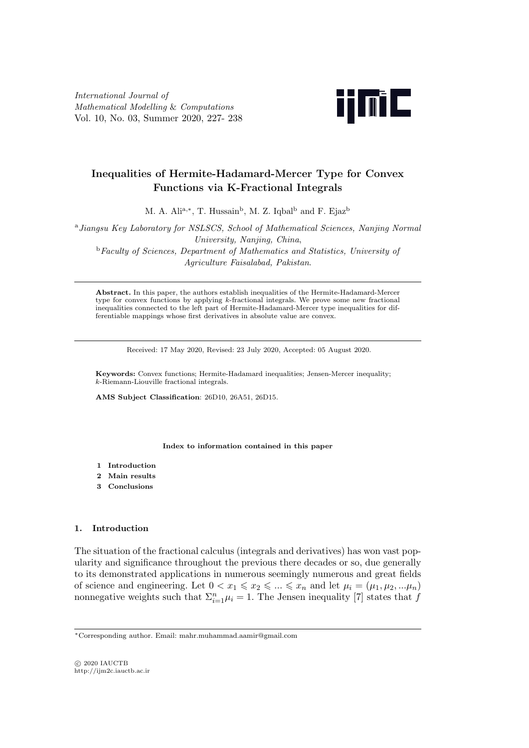# Inequalities of Hermite-Hadamard-Mercer Type for Convex Functions via K-Fractional Integrals

M. A. Ali[a,*], T. Hussain[b], M. Z. Iqbal[b] and F. Ejaz[b]

[a] *Jiangsu Key Laboratory for NSLSCS, School of Mathematical Sciences, Nanjing Normal University, Nanjing, China*,

[b] *Faculty of Sciences, Department of Mathematics and Statistics, University of Agriculture Faisalabad, Pakistan*.

---

**Abstract.** In this paper, the authors establish inequalities of the Hermite-Hadamard-Mercer type for convex functions by applying $k$-fractional integrals. We prove some new fractional inequalities connected to the left part of Hermite-Hadamard-Mercer type inequalities for differentiable mappings whose first derivatives in absolute value are convex.

---

Received: 17 May 2020, Revised: 23 July 2020, Accepted: 05 August 2020.

**Keywords:** Convex functions; Hermite-Hadamard inequalities; Jensen-Mercer inequality; $k$-Riemann-Liouville fractional integrals.

**AMS Subject Classification**: 26D10, 26A51, 26D15.

**Index to information contained in this paper**

1. **Introduction**
2. **Main results**
3. **Conclusions**

## 1. Introduction

The situation of the fractional calculus (integrals and derivatives) has won vast popularity and significance throughout the previous there decades or so, due generally to its demonstrated applications in numerous seemingly numerous and great fields of science and engineering. Let $0 < x_1 \leqslant x_2 \leqslant ... \leqslant x_n$ and let $\mu_i = (\mu_1, \mu_2, ...\mu_n)$ nonnegative weights such that $\Sigma_{i=1}^{n} \mu_i = 1$. The Jensen inequality [7] states that $f$

---

*Corresponding author. Email: mahr.muhammad.aamir@gmail.com

© 2020 IAUCTB
http://ijm2c.iauctb.ac.ir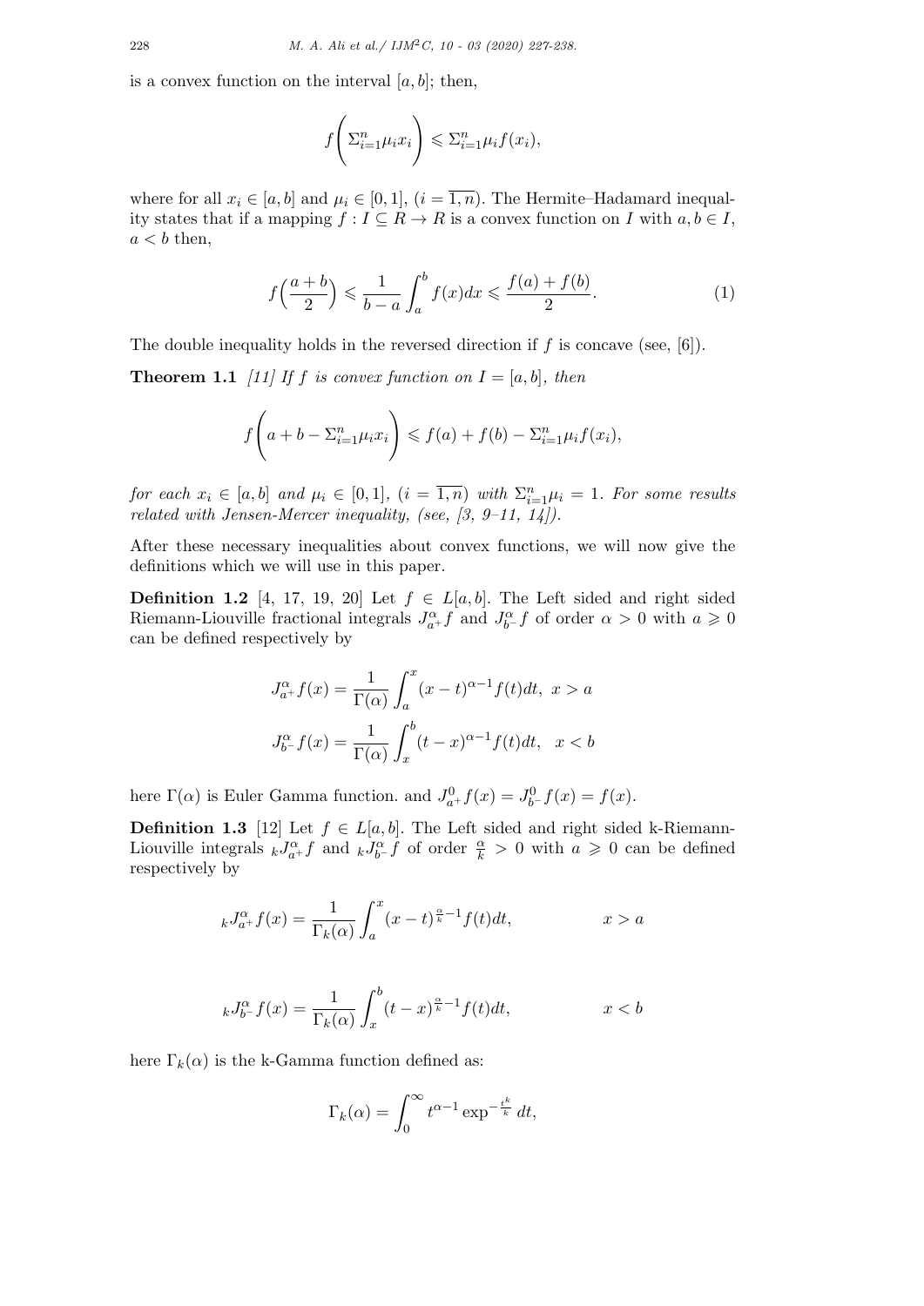is a convex function on the interval $[a, b]$; then,

$$f\left(\Sigma_{i=1}^{n} \mu_i x_i\right) \leqslant \Sigma_{i=1}^{n} \mu_i f(x_i),$$

where for all $x_i \in [a, b]$ and $\mu_i \in [0, 1]$, $(i = \overline{1, n})$. The Hermite–Hadamard inequality states that if a mapping $f : I \subseteq R \to R$ is a convex function on $I$ with $a, b \in I$, $a < b$ then,

$$f\Big(\frac{a+b}{2}\Big) \leqslant \frac{1}{b-a}\int_a^b f(x)dx \leqslant \frac{f(a)+f(b)}{2}. \tag{1}$$

The double inequality holds in the reversed direction if $f$ is concave (see, [6]).

**Theorem 1.1** *[11] If $f$ is convex function on $I = [a, b]$, then*

$$f\left(a + b - \Sigma_{i=1}^{n} \mu_i x_i\right) \leqslant f(a) + f(b) - \Sigma_{i=1}^{n} \mu_i f(x_i),$$

*for each $x_i \in [a, b]$ and $\mu_i \in [0, 1]$, $(i = \overline{1, n})$ with $\Sigma_{i=1}^{n} \mu_i = 1$. For some results related with Jensen-Mercer inequality, (see, [3, 9–11, 14]).*

After these necessary inequalities about convex functions, we will now give the definitions which we will use in this paper.

**Definition 1.2** [4, 17, 19, 20] Let $f \in L[a, b]$. The Left sided and right sided Riemann-Liouville fractional integrals $J_{a^+}^{\alpha} f$ and $J_{b^-}^{\alpha} f$ of order $\alpha > 0$ with $a \geqslant 0$ can be defined respectively by

$$J_{a^+}^{\alpha} f(x) = \frac{1}{\Gamma(\alpha)}\int_a^x (x-t)^{\alpha-1} f(t)dt, \ \ x > a$$

$$J_{b^-}^{\alpha} f(x) = \frac{1}{\Gamma(\alpha)}\int_x^b (t-x)^{\alpha-1} f(t)dt, \ \ x < b$$

here $\Gamma(\alpha)$ is Euler Gamma function. and $J_{a^+}^{0} f(x) = J_{b^-}^{0} f(x) = f(x)$.

**Definition 1.3** [12] Let $f \in L[a, b]$. The Left sided and right sided k-Riemann-Liouville integrals ${}_kJ_{a^+}^{\alpha} f$ and ${}_kJ_{b^-}^{\alpha} f$ of order $\frac{\alpha}{k} > 0$ with $a \geqslant 0$ can be defined respectively by

$${}_kJ_{a^+}^{\alpha} f(x) = \frac{1}{\Gamma_k(\alpha)}\int_a^x (x-t)^{\frac{\alpha}{k}-1} f(t)dt, \qquad\qquad x > a$$

$${}_kJ_{b^-}^{\alpha} f(x) = \frac{1}{\Gamma_k(\alpha)}\int_x^b (t-x)^{\frac{\alpha}{k}-1} f(t)dt, \qquad\qquad x < b$$

here $\Gamma_k(\alpha)$ is the k-Gamma function defined as:

$$\Gamma_k(\alpha) = \int_0^{\infty} t^{\alpha-1} \exp^{-\frac{t^k}{k}} dt,$$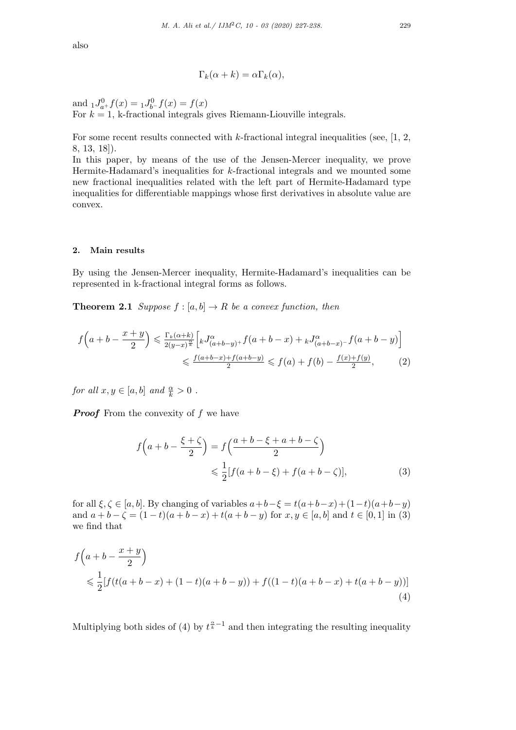also

$$\Gamma_k(\alpha + k) = \alpha\Gamma_k(\alpha),$$

and ${}_1J^0_{a^+}f(x) = {}_1J^0_{b^-}f(x) = f(x)$
For $k = 1$, k-fractional integrals gives Riemann-Liouville integrals.

For some recent results connected with $k$-fractional integral inequalities (see, [1, 2, 8, 13, 18]).
In this paper, by means of the use of the Jensen-Mercer inequality, we prove Hermite-Hadamard's inequalities for $k$-fractional integrals and we mounted some new fractional inequalities related with the left part of Hermite-Hadamard type inequalities for differentiable mappings whose first derivatives in absolute value are convex.

## 2. Main results

By using the Jensen-Mercer inequality, Hermite-Hadamard's inequalities can be represented in k-fractional integral forms as follows.

**Theorem 2.1** *Suppose $f : [a, b] \to R$ be a convex function, then*

$$\begin{aligned} f\Big(a + b - \frac{x + y}{2}\Big) &\leqslant \tfrac{\Gamma_k(\alpha+k)}{2(y-x)^{\frac{\alpha}{k}}}\Big[{}_kJ^{\alpha}_{(a+b-y)^+}f(a + b - x) + {}_kJ^{\alpha}_{(a+b-x)^-}f(a + b - y)\Big] \\ &\leqslant \tfrac{f(a+b-x)+f(a+b-y)}{2} \leqslant f(a) + f(b) - \tfrac{f(x)+f(y)}{2}, \end{aligned} \tag{2}$$

*for all $x, y \in [a, b]$ and $\frac{\alpha}{k} > 0$ .*

***Proof*** From the convexity of $f$ we have

$$\begin{aligned} f\Big(a + b - \frac{\xi + \zeta}{2}\Big) &= f\Big(\frac{a + b - \xi + a + b - \zeta}{2}\Big) \\ &\leqslant \frac{1}{2}[f(a + b - \xi) + f(a + b - \zeta)], \end{aligned} \tag{3}$$

for all $\xi, \zeta \in [a, b]$. By changing of variables $a+b-\xi = t(a+b-x)+(1-t)(a+b-y)$ and $a + b - \zeta = (1 - t)(a + b - x) + t(a + b - y)$ for $x, y \in [a, b]$ and $t \in [0, 1]$ in (3) we find that

$$\begin{aligned} &f\Big(a + b - \frac{x + y}{2}\Big) \\ &\leqslant \frac{1}{2}[f(t(a + b - x) + (1 - t)(a + b - y)) + f((1 - t)(a + b - x) + t(a + b - y))] \end{aligned} \tag{4}$$

Multiplying both sides of (4) by $t^{\frac{\alpha}{k}-1}$ and then integrating the resulting inequality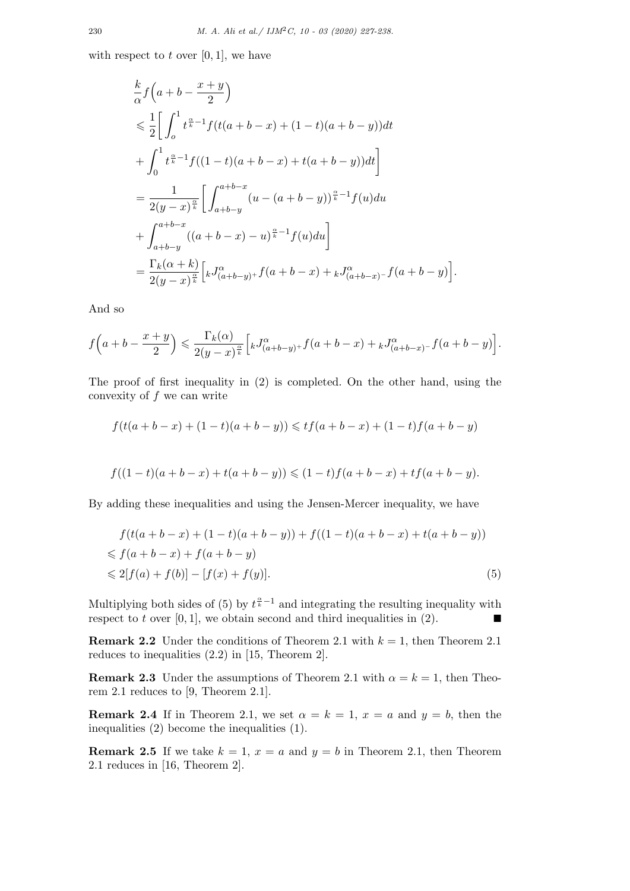with respect to $t$ over $[0,1]$, we have

$$
\begin{aligned}
&\frac{k}{\alpha} f\Big(a+b-\frac{x+y}{2}\Big) \\
&\leqslant \frac{1}{2}\bigg[\int_o^1 t^{\frac{\alpha}{k}-1} f(t(a+b-x)+(1-t)(a+b-y))dt \\
&+\int_0^1 t^{\frac{\alpha}{k}-1} f((1-t)(a+b-x)+t(a+b-y))dt\bigg] \\
&=\frac{1}{2(y-x)^{\frac{\alpha}{k}}}\bigg[\int_{a+b-y}^{a+b-x}(u-(a+b-y))^{\frac{\alpha}{k}-1} f(u)du \\
&+\int_{a+b-y}^{a+b-x}((a+b-x)-u)^{\frac{\alpha}{k}-1} f(u)du\bigg] \\
&=\frac{\Gamma_k(\alpha+k)}{2(y-x)^{\frac{\alpha}{k}}}\Big[{}_kJ^{\alpha}_{(a+b-y)^+} f(a+b-x)+{}_kJ^{\alpha}_{(a+b-x)^-} f(a+b-y)\Big].
\end{aligned}
$$

And so

$$
f\Big(a+b-\frac{x+y}{2}\Big)\leqslant \frac{\Gamma_k(\alpha)}{2(y-x)^{\frac{\alpha}{k}}}\Big[{}_kJ^{\alpha}_{(a+b-y)^+} f(a+b-x)+{}_kJ^{\alpha}_{(a+b-x)^-} f(a+b-y)\Big].
$$

The proof of first inequality in (2) is completed. On the other hand, using the convexity of $f$ we can write

$$
f(t(a+b-x)+(1-t)(a+b-y))\leqslant tf(a+b-x)+(1-t)f(a+b-y)
$$

$$
f((1-t)(a+b-x)+t(a+b-y))\leqslant (1-t)f(a+b-x)+tf(a+b-y).
$$

By adding these inequalities and using the Jensen-Mercer inequality, we have

$$
\begin{aligned}
&f(t(a+b-x)+(1-t)(a+b-y))+f((1-t)(a+b-x)+t(a+b-y)) \\
&\leqslant f(a+b-x)+f(a+b-y) \\
&\leqslant 2[f(a)+f(b)]-[f(x)+f(y)]. \qquad (5)
\end{aligned}
$$

Multiplying both sides of (5) by $t^{\frac{\alpha}{k}-1}$ and integrating the resulting inequality with respect to $t$ over $[0,1]$, we obtain second and third inequalities in (2). ■

**Remark 2.2** Under the conditions of Theorem 2.1 with $k=1$, then Theorem 2.1 reduces to inequalities (2.2) in [15, Theorem 2].

**Remark 2.3** Under the assumptions of Theorem 2.1 with $\alpha=k=1$, then Theorem 2.1 reduces to [9, Theorem 2.1].

**Remark 2.4** If in Theorem 2.1, we set $\alpha=k=1$, $x=a$ and $y=b$, then the inequalities (2) become the inequalities (1).

**Remark 2.5** If we take $k=1$, $x=a$ and $y=b$ in Theorem 2.1, then Theorem 2.1 reduces in [16, Theorem 2].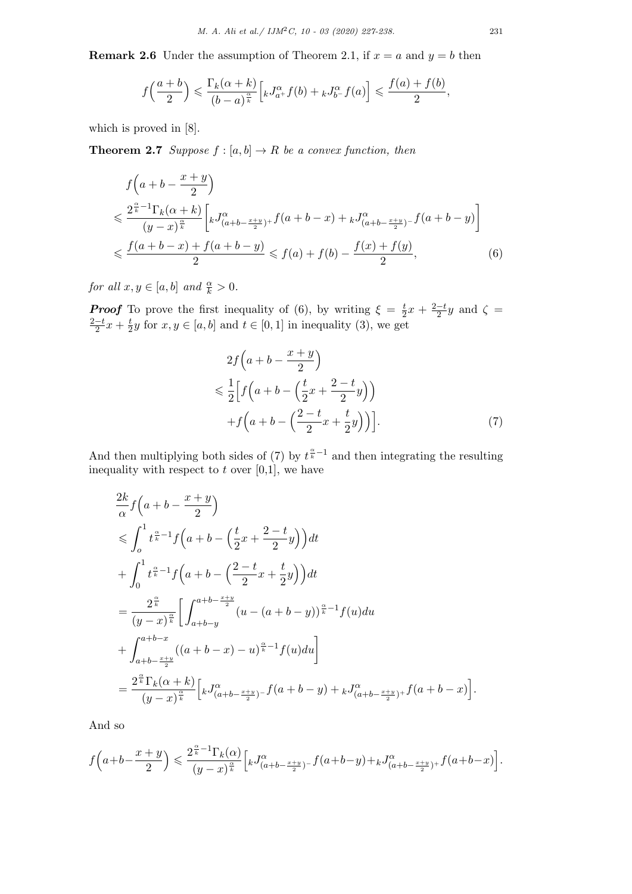**Remark 2.6** Under the assumption of Theorem 2.1, if $x = a$ and $y = b$ then

$$f\Big(\frac{a+b}{2}\Big) \leqslant \frac{\Gamma_k(\alpha+k)}{(b-a)^{\frac{\alpha}{k}}}\Big[{}_kJ^{\alpha}_{a^+}f(b) + {}_kJ^{\alpha}_{b^-}f(a)\Big] \leqslant \frac{f(a)+f(b)}{2},$$

which is proved in [8].

**Theorem 2.7** *Suppose $f : [a, b] \to R$ be a convex function, then*

$$\begin{aligned}
&f\Big(a+b-\frac{x+y}{2}\Big) \\
&\leqslant \frac{2^{\frac{\alpha}{k}-1}\Gamma_k(\alpha+k)}{(y-x)^{\frac{\alpha}{k}}}\Big[{}_kJ^{\alpha}_{(a+b-\frac{x+y}{2})^+}f(a+b-x) + {}_kJ^{\alpha}_{(a+b-\frac{x+y}{2})^-}f(a+b-y)\Big] \\
&\leqslant \frac{f(a+b-x)+f(a+b-y)}{2} \leqslant f(a)+f(b) - \frac{f(x)+f(y)}{2}, \qquad (6)
\end{aligned}$$

*for all $x, y \in [a, b]$ and $\frac{\alpha}{k} > 0$.*

***Proof*** To prove the first inequality of (6), by writing $\xi = \frac{t}{2}x + \frac{2-t}{2}y$ and $\zeta = \frac{2-t}{2}x + \frac{t}{2}y$ for $x, y \in [a, b]$ and $t \in [0, 1]$ in inequality (3), we get

$$\begin{aligned}
&2f\Big(a+b-\frac{x+y}{2}\Big) \\
&\leqslant \frac{1}{2}\Big[f\Big(a+b-\Big(\frac{t}{2}x+\frac{2-t}{2}y\Big)\Big) \\
&\quad + f\Big(a+b-\Big(\frac{2-t}{2}x+\frac{t}{2}y\Big)\Big)\Big]. \qquad (7)
\end{aligned}$$

And then multiplying both sides of (7) by $t^{\frac{\alpha}{k}-1}$ and then integrating the resulting inequality with respect to $t$ over [0,1], we have

$$\begin{aligned}
&\frac{2k}{\alpha}f\Big(a+b-\frac{x+y}{2}\Big) \\
&\leqslant \int_o^1 t^{\frac{\alpha}{k}-1}f\Big(a+b-\Big(\frac{t}{2}x+\frac{2-t}{2}y\Big)\Big)dt \\
&+ \int_0^1 t^{\frac{\alpha}{k}-1}f\Big(a+b-\Big(\frac{2-t}{2}x+\frac{t}{2}y\Big)\Big)dt \\
&= \frac{2^{\frac{\alpha}{k}}}{(y-x)^{\frac{\alpha}{k}}}\Bigg[\int_{a+b-y}^{a+b-\frac{x+y}{2}}(u-(a+b-y))^{\frac{\alpha}{k}-1}f(u)du \\
&+ \int_{a+b-\frac{x+y}{2}}^{a+b-x}((a+b-x)-u)^{\frac{\alpha}{k}-1}f(u)du\Bigg] \\
&= \frac{2^{\frac{\alpha}{k}}\Gamma_k(\alpha+k)}{(y-x)^{\frac{\alpha}{k}}}\Big[{}_kJ^{\alpha}_{(a+b-\frac{x+y}{2})^-}f(a+b-y) + {}_kJ^{\alpha}_{(a+b-\frac{x+y}{2})^+}f(a+b-x)\Big].
\end{aligned}$$

And so

$$f\Big(a+b-\frac{x+y}{2}\Big) \leqslant \frac{2^{\frac{\alpha}{k}-1}\Gamma_k(\alpha)}{(y-x)^{\frac{\alpha}{k}}}\Big[{}_kJ^{\alpha}_{(a+b-\frac{x+y}{2})^-}f(a+b-y)+{}_kJ^{\alpha}_{(a+b-\frac{x+y}{2})^+}f(a+b-x)\Big].$$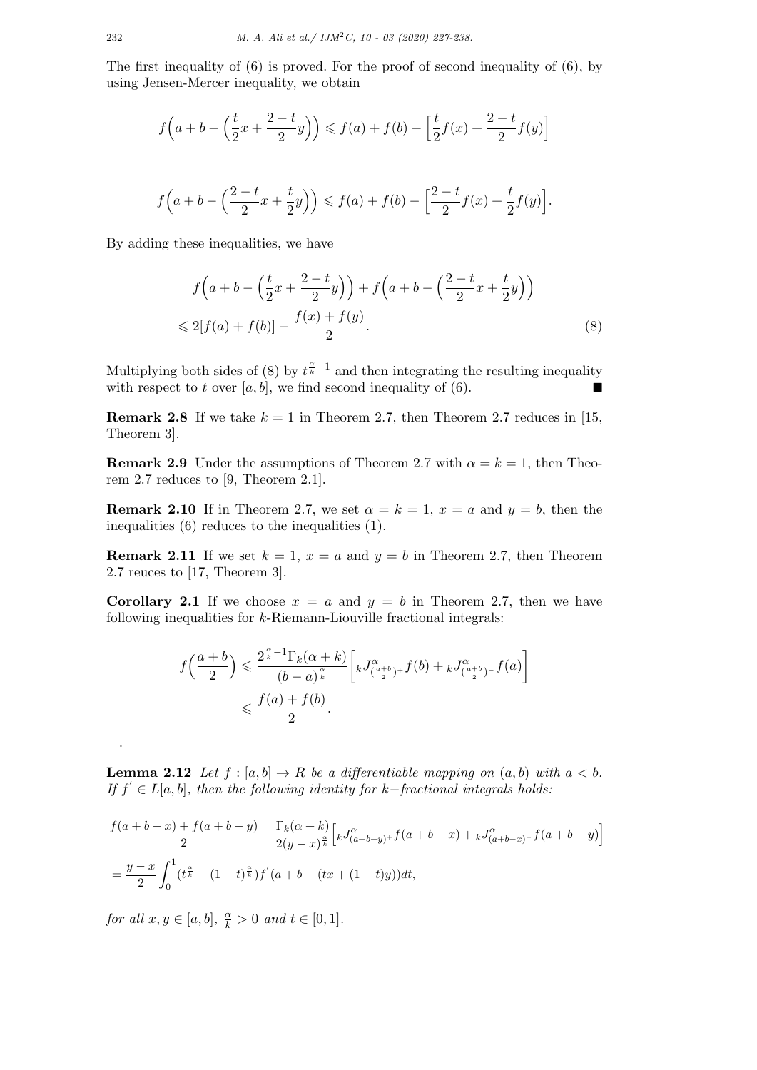The first inequality of (6) is proved. For the proof of second inequality of (6), by using Jensen-Mercer inequality, we obtain

$$f\Big(a+b-\Big(\frac{t}{2}x+\frac{2-t}{2}y\Big)\Big) \leqslant f(a)+f(b)-\Big[\frac{t}{2}f(x)+\frac{2-t}{2}f(y)\Big]$$

$$f\Big(a+b-\Big(\frac{2-t}{2}x+\frac{t}{2}y\Big)\Big) \leqslant f(a)+f(b)-\Big[\frac{2-t}{2}f(x)+\frac{t}{2}f(y)\Big].$$

By adding these inequalities, we have

$$\begin{aligned} &f\Big(a+b-\Big(\frac{t}{2}x+\frac{2-t}{2}y\Big)\Big)+f\Big(a+b-\Big(\frac{2-t}{2}x+\frac{t}{2}y\Big)\Big) \\ &\leqslant 2[f(a)+f(b)]-\frac{f(x)+f(y)}{2}. \end{aligned} \tag{8}$$

Multiplying both sides of (8) by $t^{\frac{\alpha}{k}-1}$ and then integrating the resulting inequality with respect to $t$ over $[a,b]$, we find second inequality of (6). ∎

**Remark 2.8** If we take $k=1$ in Theorem 2.7, then Theorem 2.7 reduces in [15, Theorem 3].

**Remark 2.9** Under the assumptions of Theorem 2.7 with $\alpha=k=1$, then Theorem 2.7 reduces to [9, Theorem 2.1].

**Remark 2.10** If in Theorem 2.7, we set $\alpha=k=1$, $x=a$ and $y=b$, then the inequalities (6) reduces to the inequalities (1).

**Remark 2.11** If we set $k=1$, $x=a$ and $y=b$ in Theorem 2.7, then Theorem 2.7 reuces to [17, Theorem 3].

**Corollary 2.1** If we choose $x=a$ and $y=b$ in Theorem 2.7, then we have following inequalities for $k$-Riemann-Liouville fractional integrals:

$$\begin{aligned} f\Big(\frac{a+b}{2}\Big) &\leqslant \frac{2^{\frac{\alpha}{k}-1}\Gamma_k(\alpha+k)}{(b-a)^{\frac{\alpha}{k}}}\Big[{}_kJ^{\alpha}_{(\frac{a+b}{2})^+}f(b)+{}_kJ^{\alpha}_{(\frac{a+b}{2})^-}f(a)\Big] \\ &\leqslant \frac{f(a)+f(b)}{2}. \end{aligned}$$

.

**Lemma 2.12** *Let $f:[a,b]\to R$ be a differentiable mapping on $(a,b)$ with $a<b$. If $f^{'}\in L[a,b]$, then the following identity for $k-$fractional integrals holds:*

$$\begin{aligned} &\frac{f(a+b-x)+f(a+b-y)}{2}-\frac{\Gamma_k(\alpha+k)}{2(y-x)^{\frac{\alpha}{k}}}\Big[{}_kJ^{\alpha}_{(a+b-y)^+}f(a+b-x)+{}_kJ^{\alpha}_{(a+b-x)^-}f(a+b-y)\Big] \\ &=\frac{y-x}{2}\int_0^1 (t^{\frac{\alpha}{k}}-(1-t)^{\frac{\alpha}{k}})f^{'}(a+b-(tx+(1-t)y))dt, \end{aligned}$$

*for all $x,y\in[a,b]$, $\frac{\alpha}{k}>0$ and $t\in[0,1]$.*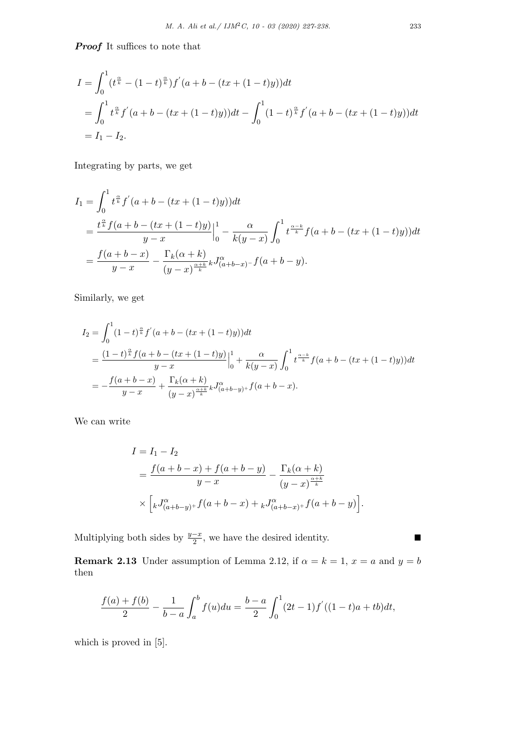***Proof*** It suffices to note that

$$
\begin{aligned}
I &= \int_0^1 (t^{\frac{\alpha}{k}} - (1-t)^{\frac{\alpha}{k}}) f^{'}(a+b-(tx+(1-t)y))dt \\
&= \int_0^1 t^{\frac{\alpha}{k}} f^{'}(a+b-(tx+(1-t)y))dt - \int_0^1 (1-t)^{\frac{\alpha}{k}} f^{'}(a+b-(tx+(1-t)y))dt \\
&= I_1 - I_2.
\end{aligned}
$$

Integrating by parts, we get

$$
\begin{aligned}
I_1 &= \int_0^1 t^{\frac{\alpha}{k}} f^{'}(a+b-(tx+(1-t)y))dt \\
&= \frac{t^{\frac{\alpha}{k}} f(a+b-(tx+(1-t)y)}{y-x}\Big|_0^1 - \frac{\alpha}{k(y-x)} \int_0^1 t^{\frac{\alpha-k}{k}} f(a+b-(tx+(1-t)y))dt \\
&= \frac{f(a+b-x)}{y-x} - \frac{\Gamma_k(\alpha+k)}{(y-x)^{\frac{\alpha+k}{k}}} {}_kJ^{\alpha}_{(a+b-x)^-} f(a+b-y).
\end{aligned}
$$

Similarly, we get

$$
\begin{aligned}
I_2 &= \int_0^1 (1-t)^{\frac{\alpha}{k}} f^{'}(a+b-(tx+(1-t)y))dt \\
&= \frac{(1-t)^{\frac{\alpha}{k}} f(a+b-(tx+(1-t)y)}{y-x}\Big|_0^1 + \frac{\alpha}{k(y-x)} \int_0^1 t^{\frac{\alpha-k}{k}} f(a+b-(tx+(1-t)y))dt \\
&= -\frac{f(a+b-x)}{y-x} + \frac{\Gamma_k(\alpha+k)}{(y-x)^{\frac{\alpha+k}{k}}} {}_kJ^{\alpha}_{(a+b-y)^+} f(a+b-x).
\end{aligned}
$$

We can write

$$
\begin{aligned}
I &= I_1 - I_2 \\
&= \frac{f(a+b-x)+f(a+b-y)}{y-x} - \frac{\Gamma_k(\alpha+k)}{(y-x)^{\frac{\alpha+k}{k}}} \\
&\quad \times \Big[ {}_kJ^{\alpha}_{(a+b-y)^+} f(a+b-x) + {}_kJ^{\alpha}_{(a+b-x)^+} f(a+b-y) \Big].
\end{aligned}
$$

Multiplying both sides by $\frac{y-x}{2}$, we have the desired identity. ■

**Remark 2.13** Under assumption of Lemma 2.12, if $\alpha = k = 1$, $x = a$ and $y = b$ then

$$
\frac{f(a)+f(b)}{2} - \frac{1}{b-a} \int_a^b f(u)du = \frac{b-a}{2} \int_0^1 (2t-1) f^{'}((1-t)a+tb)dt,
$$

which is proved in [5].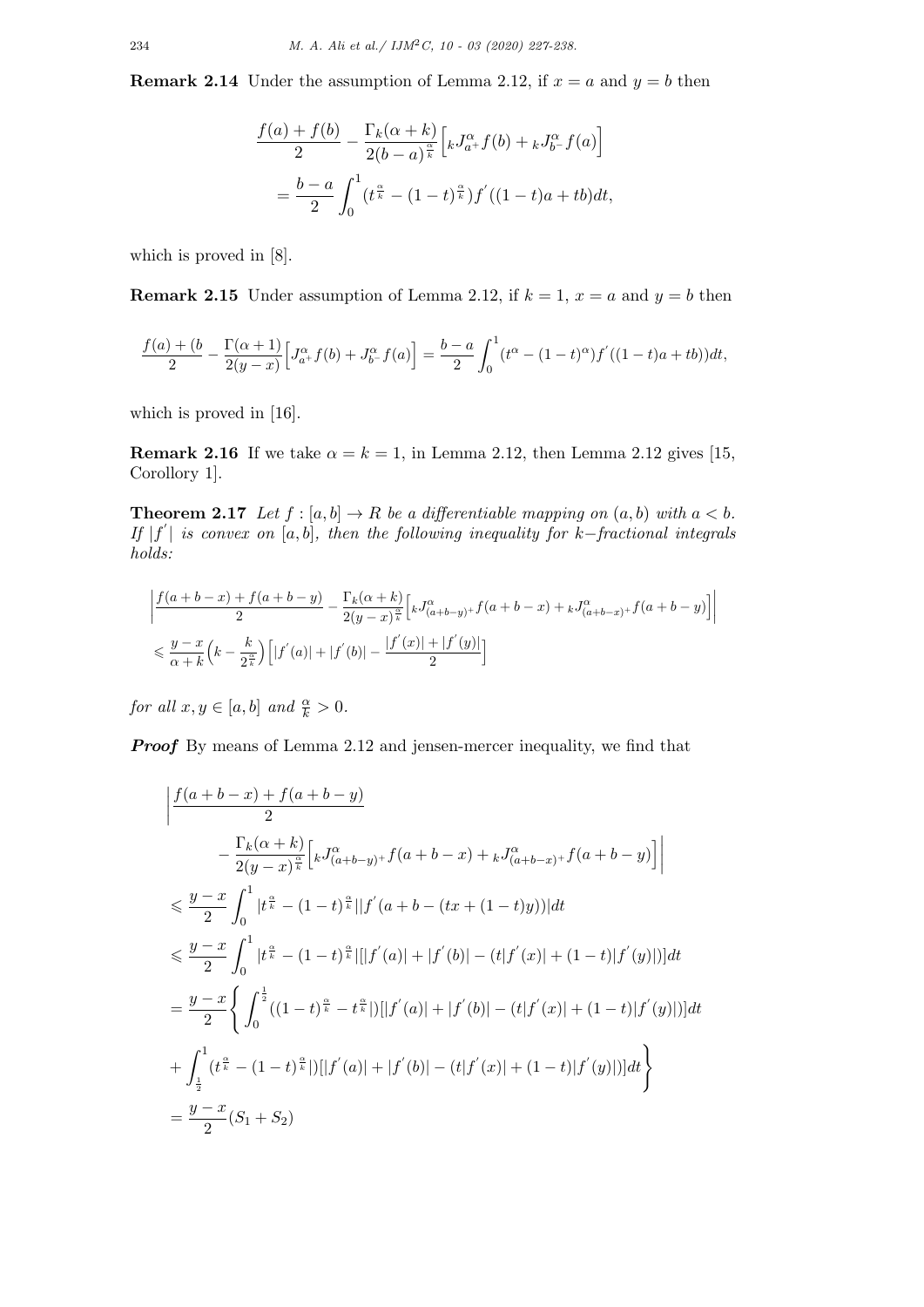**Remark 2.14** Under the assumption of Lemma 2.12, if $x = a$ and $y = b$ then

$$\frac{f(a)+f(b)}{2} - \frac{\Gamma_k(\alpha+k)}{2(b-a)^{\frac{\alpha}{k}}}\Big[{}_kJ^{\alpha}_{a^+}f(b) + {}_kJ^{\alpha}_{b^-}f(a)\Big]$$
$$= \frac{b-a}{2}\int_0^1 (t^{\frac{\alpha}{k}} - (1-t)^{\frac{\alpha}{k}})f^{'}((1-t)a+tb)dt,$$

which is proved in [8].

**Remark 2.15** Under assumption of Lemma 2.12, if $k = 1$, $x = a$ and $y = b$ then

$$\frac{f(a)+(b}{2} - \frac{\Gamma(\alpha+1)}{2(y-x)}\Big[J^{\alpha}_{a^+}f(b) + J^{\alpha}_{b^-}f(a)\Big] = \frac{b-a}{2}\int_0^1 (t^{\alpha} - (1-t)^{\alpha})f^{'}((1-t)a+tb))dt,$$

which is proved in [16].

**Remark 2.16** If we take $\alpha = k = 1$, in Lemma 2.12, then Lemma 2.12 gives [15, Corollory 1].

**Theorem 2.17** *Let $f : [a, b] \to R$ be a differentiable mapping on $(a, b)$ with $a < b$. If $|f^{'}|$ is convex on $[a, b]$, then the following inequality for $k-$fractional integrals holds:*

$$\left|\frac{f(a+b-x)+f(a+b-y)}{2} - \frac{\Gamma_k(\alpha+k)}{2(y-x)^{\frac{\alpha}{k}}}\Big[{}_kJ^{\alpha}_{(a+b-y)^+}f(a+b-x) + {}_kJ^{\alpha}_{(a+b-x)^+}f(a+b-y)\Big]\right|$$
$$\leqslant \frac{y-x}{\alpha+k}\Big(k - \frac{k}{2^{\frac{\alpha}{k}}}\Big)\Big[|f^{'}(a)| + |f^{'}(b)| - \frac{|f^{'}(x)| + |f^{'}(y)|}{2}\Big]$$

*for all $x, y \in [a, b]$ and $\frac{\alpha}{k} > 0$.*

***Proof*** By means of Lemma 2.12 and jensen-mercer inequality, we find that

$$\begin{aligned}
&\Bigg|\frac{f(a+b-x)+f(a+b-y)}{2} \\
&\quad - \frac{\Gamma_k(\alpha+k)}{2(y-x)^{\frac{\alpha}{k}}}\Big[{}_kJ^{\alpha}_{(a+b-y)^+}f(a+b-x) + {}_kJ^{\alpha}_{(a+b-x)^+}f(a+b-y)\Big]\Bigg| \\
&\leqslant \frac{y-x}{2}\int_0^1 |t^{\frac{\alpha}{k}} - (1-t)^{\frac{\alpha}{k}}||f^{'}(a+b-(tx+(1-t)y))|dt \\
&\leqslant \frac{y-x}{2}\int_0^1 |t^{\frac{\alpha}{k}} - (1-t)^{\frac{\alpha}{k}}|[|f^{'}(a)| + |f^{'}(b)| - (t|f^{'}(x)| + (1-t)|f^{'}(y)|)]dt \\
&= \frac{y-x}{2}\Bigg\{\int_0^{\frac{1}{2}}((1-t)^{\frac{\alpha}{k}} - t^{\frac{\alpha}{k}}|)[|f^{'}(a)| + |f^{'}(b)| - (t|f^{'}(x)| + (1-t)|f^{'}(y)|)]dt \\
&+ \int_{\frac{1}{2}}^1 (t^{\frac{\alpha}{k}} - (1-t)^{\frac{\alpha}{k}}|)[|f^{'}(a)| + |f^{'}(b)| - (t|f^{'}(x)| + (1-t)|f^{'}(y)|)]dt\Bigg\} \\
&= \frac{y-x}{2}(S_1 + S_2)
\end{aligned}$$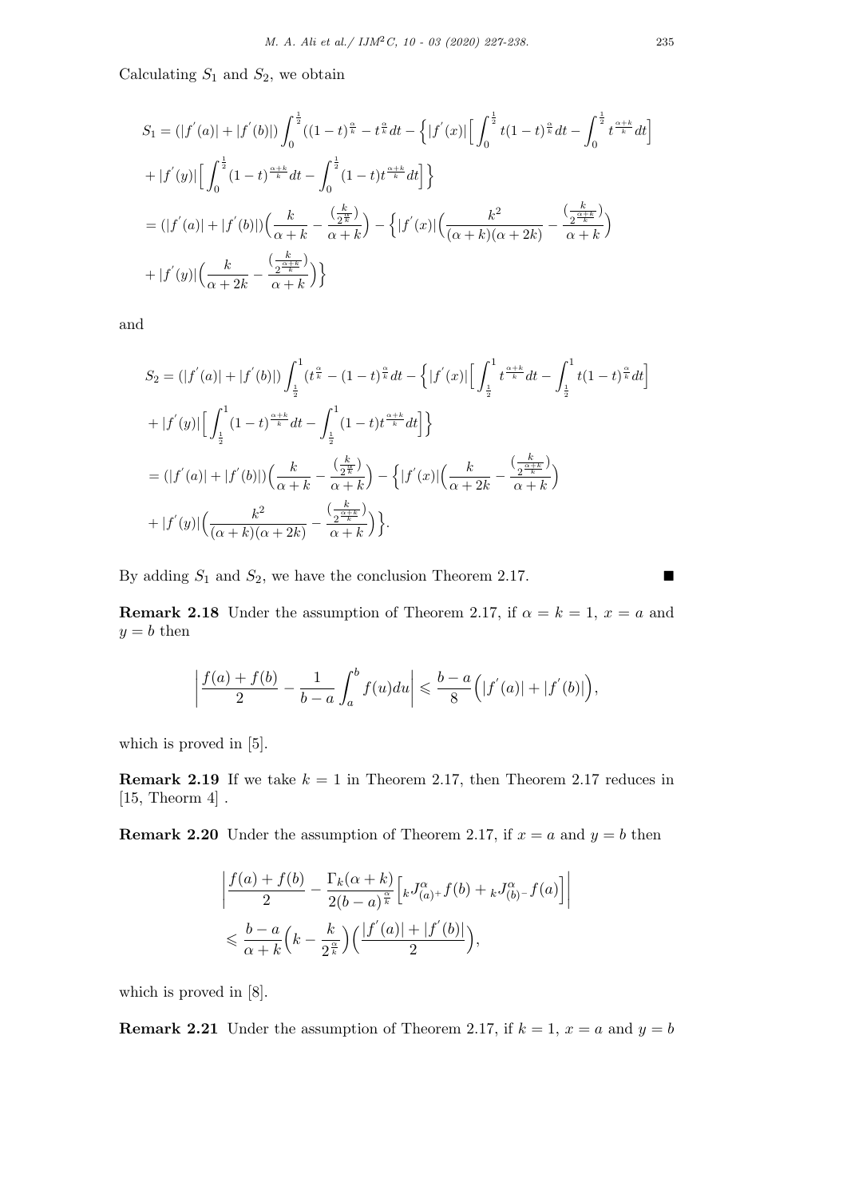Calculating $S_1$ and $S_2$, we obtain

$$
\begin{aligned}
S_1 &= (|f^{'}(a)|+|f^{'}(b)|)\int_0^{\frac{1}{2}}((1-t)^{\frac{\alpha}{k}}-t^{\frac{\alpha}{k}}dt - \Big\{|f^{'}(x)|\Big[\int_0^{\frac{1}{2}}t(1-t)^{\frac{\alpha}{k}}dt-\int_0^{\frac{1}{2}}t^{\frac{\alpha+k}{k}}dt\Big]\\
&+|f^{'}(y)|\Big[\int_0^{\frac{1}{2}}(1-t)^{\frac{\alpha+k}{k}}dt-\int_0^{\frac{1}{2}}(1-t)t^{\frac{\alpha+k}{k}}dt\Big]\Big\}\\
&=(|f^{'}(a)|+|f^{'}(b)|)\Big(\frac{k}{\alpha+k}-\frac{(\frac{k}{2^{\frac{\alpha}{k}}})}{\alpha+k}\Big)-\Big\{|f^{'}(x)|\Big(\frac{k^2}{(\alpha+k)(\alpha+2k)}-\frac{(\frac{k}{2^{\frac{\alpha+k}{k}}})}{\alpha+k}\Big)\\
&+|f^{'}(y)|\Big(\frac{k}{\alpha+2k}-\frac{(\frac{k}{2^{\frac{\alpha+k}{k}}})}{\alpha+k}\Big)\Big\}
\end{aligned}
$$

and

$$
\begin{aligned}
S_2 &= (|f^{'}(a)|+|f^{'}(b)|)\int_{\frac{1}{2}}^{1}(t^{\frac{\alpha}{k}}-(1-t)^{\frac{\alpha}{k}}dt - \Big\{|f^{'}(x)|\Big[\int_{\frac{1}{2}}^{1}t^{\frac{\alpha+k}{k}}dt-\int_{\frac{1}{2}}^{1}t(1-t)^{\frac{\alpha}{k}}dt\Big]\\
&+|f^{'}(y)|\Big[\int_{\frac{1}{2}}^{1}(1-t)^{\frac{\alpha+k}{k}}dt-\int_{\frac{1}{2}}^{1}(1-t)t^{\frac{\alpha+k}{k}}dt\Big]\Big\}\\
&=(|f^{'}(a)|+|f^{'}(b)|)\Big(\frac{k}{\alpha+k}-\frac{(\frac{k}{2^{\frac{\alpha}{k}}})}{\alpha+k}\Big)-\Big\{|f^{'}(x)|\Big(\frac{k}{\alpha+2k}-\frac{(\frac{k}{2^{\frac{\alpha+k}{k}}})}{\alpha+k}\Big)\\
&+|f^{'}(y)|\Big(\frac{k^2}{(\alpha+k)(\alpha+2k)}-\frac{(\frac{k}{2^{\frac{\alpha+k}{k}}})}{\alpha+k}\Big)\Big\}.
\end{aligned}
$$

By adding $S_1$ and $S_2$, we have the conclusion Theorem 2.17. ■

**Remark 2.18** Under the assumption of Theorem 2.17, if $\alpha = k = 1$, $x = a$ and $y = b$ then

$$
\left|\frac{f(a)+f(b)}{2}-\frac{1}{b-a}\int_a^b f(u)du\right| \leqslant \frac{b-a}{8}\Big(|f^{'}(a)|+|f^{'}(b)|\Big),
$$

which is proved in [5].

**Remark 2.19** If we take $k = 1$ in Theorem 2.17, then Theorem 2.17 reduces in [15, Theorm 4] .

**Remark 2.20** Under the assumption of Theorem 2.17, if $x = a$ and $y = b$ then

$$
\begin{aligned}
&\left|\frac{f(a)+f(b)}{2}-\frac{\Gamma_k(\alpha+k)}{2(b-a)^{\frac{\alpha}{k}}}\Big[{}_kJ^{\alpha}_{(a)^+}f(b)+{}_kJ^{\alpha}_{(b)^-}f(a)\Big]\right|\\
&\leqslant \frac{b-a}{\alpha+k}\Big(k-\frac{k}{2^{\frac{\alpha}{k}}}\Big)\Big(\frac{|f^{'}(a)|+|f^{'}(b)|}{2}\Big),
\end{aligned}
$$

which is proved in [8].

**Remark 2.21** Under the assumption of Theorem 2.17, if $k = 1$, $x = a$ and $y = b$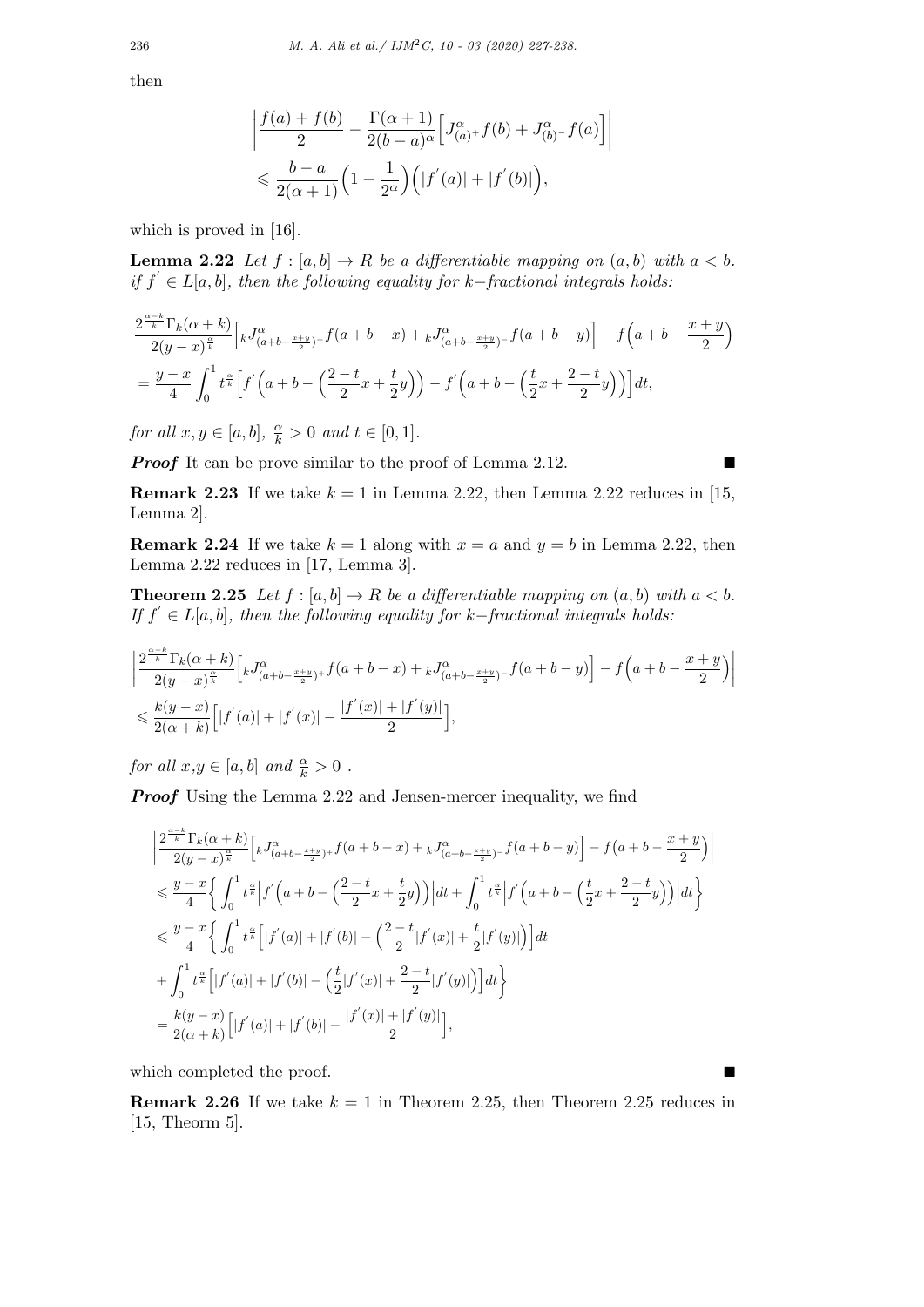then

$$
\begin{aligned}
&\left|\frac{f(a)+f(b)}{2}-\frac{\Gamma(\alpha+1)}{2(b-a)^{\alpha}}\Big[J_{(a)^{+}}^{\alpha}f(b)+J_{(b)^{-}}^{\alpha}f(a)\Big]\right| \\
&\leqslant \frac{b-a}{2(\alpha+1)}\Big(1-\frac{1}{2^{\alpha}}\Big)\Big(|f^{'}(a)|+|f^{'}(b)|\Big),
\end{aligned}
$$

which is proved in [16].

**Lemma 2.22** *Let $f:[a,b]\to R$ be a differentiable mapping on $(a,b)$ with $a<b$. if $f^{'}\in L[a,b]$, then the following equality for $k-$fractional integrals holds:*

$$
\begin{aligned}
&\frac{2^{\frac{\alpha-k}{k}}\Gamma_k(\alpha+k)}{2(y-x)^{\frac{\alpha}{k}}}\Big[{}_kJ^{\alpha}_{(a+b-\frac{x+y}{2})^{+}}f(a+b-x)+{}_kJ^{\alpha}_{(a+b-\frac{x+y}{2})^{-}}f(a+b-y)\Big]-f\Big(a+b-\frac{x+y}{2}\Big) \\
&=\frac{y-x}{4}\int_0^1 t^{\frac{\alpha}{k}}\Big[f^{'}\Big(a+b-\Big(\frac{2-t}{2}x+\frac{t}{2}y\Big)\Big)-f^{'}\Big(a+b-\Big(\frac{t}{2}x+\frac{2-t}{2}y\Big)\Big)\Big]dt,
\end{aligned}
$$

*for all $x,y\in[a,b]$, $\frac{\alpha}{k}>0$ and $t\in[0,1]$.*

***Proof*** It can be prove similar to the proof of Lemma 2.12. ■

**Remark 2.23** If we take $k=1$ in Lemma 2.22, then Lemma 2.22 reduces in [15, Lemma 2].

**Remark 2.24** If we take $k=1$ along with $x=a$ and $y=b$ in Lemma 2.22, then Lemma 2.22 reduces in [17, Lemma 3].

**Theorem 2.25** *Let $f:[a,b]\to R$ be a differentiable mapping on $(a,b)$ with $a<b$. If $f^{'}\in L[a,b]$, then the following equality for $k-$fractional integrals holds:*

$$
\begin{aligned}
&\left|\frac{2^{\frac{\alpha-k}{k}}\Gamma_k(\alpha+k)}{2(y-x)^{\frac{\alpha}{k}}}\Big[{}_kJ^{\alpha}_{(a+b-\frac{x+y}{2})^{+}}f(a+b-x)+{}_kJ^{\alpha}_{(a+b-\frac{x+y}{2})^{-}}f(a+b-y)\Big]-f\Big(a+b-\frac{x+y}{2}\Big)\right| \\
&\leqslant\frac{k(y-x)}{2(\alpha+k)}\Big[|f^{'}(a)|+|f^{'}(x)|-\frac{|f^{'}(x)|+|f^{'}(y)|}{2}\Big],
\end{aligned}
$$

*for all $x$,$y\in[a,b]$ and $\frac{\alpha}{k}>0$ .*

***Proof*** Using the Lemma 2.22 and Jensen-mercer inequality, we find

$$
\begin{aligned}
&\left|\frac{2^{\frac{\alpha-k}{k}}\Gamma_k(\alpha+k)}{2(y-x)^{\frac{\alpha}{k}}}\Big[{}_kJ^{\alpha}_{(a+b-\frac{x+y}{2})^{+}}f(a+b-x)+{}_kJ^{\alpha}_{(a+b-\frac{x+y}{2})^{-}}f(a+b-y)\Big]-f\big(a+b-\frac{x+y}{2}\big)\right| \\
&\leqslant\frac{y-x}{4}\Big\{\int_0^1 t^{\frac{\alpha}{k}}\Big|f^{'}\Big(a+b-\Big(\frac{2-t}{2}x+\frac{t}{2}y\Big)\Big)\Big|dt+\int_0^1 t^{\frac{\alpha}{k}}\Big|f^{'}\Big(a+b-\Big(\frac{t}{2}x+\frac{2-t}{2}y\Big)\Big)\Big|dt\Big\} \\
&\leqslant\frac{y-x}{4}\Big\{\int_0^1 t^{\frac{\alpha}{k}}\Big[|f^{'}(a)|+|f^{'}(b)|-\Big(\frac{2-t}{2}|f^{'}(x)|+\frac{t}{2}|f^{'}(y)|\Big)\Big]dt \\
&+\int_0^1 t^{\frac{\alpha}{k}}\Big[|f^{'}(a)|+|f^{'}(b)|-\Big(\frac{t}{2}|f^{'}(x)|+\frac{2-t}{2}|f^{'}(y)|\Big)\Big]dt\Big\} \\
&=\frac{k(y-x)}{2(\alpha+k)}\Big[|f^{'}(a)|+|f^{'}(b)|-\frac{|f^{'}(x)|+|f^{'}(y)|}{2}\Big],
\end{aligned}
$$

which completed the proof. ■

**Remark 2.26** If we take $k=1$ in Theorem 2.25, then Theorem 2.25 reduces in [15, Theorm 5].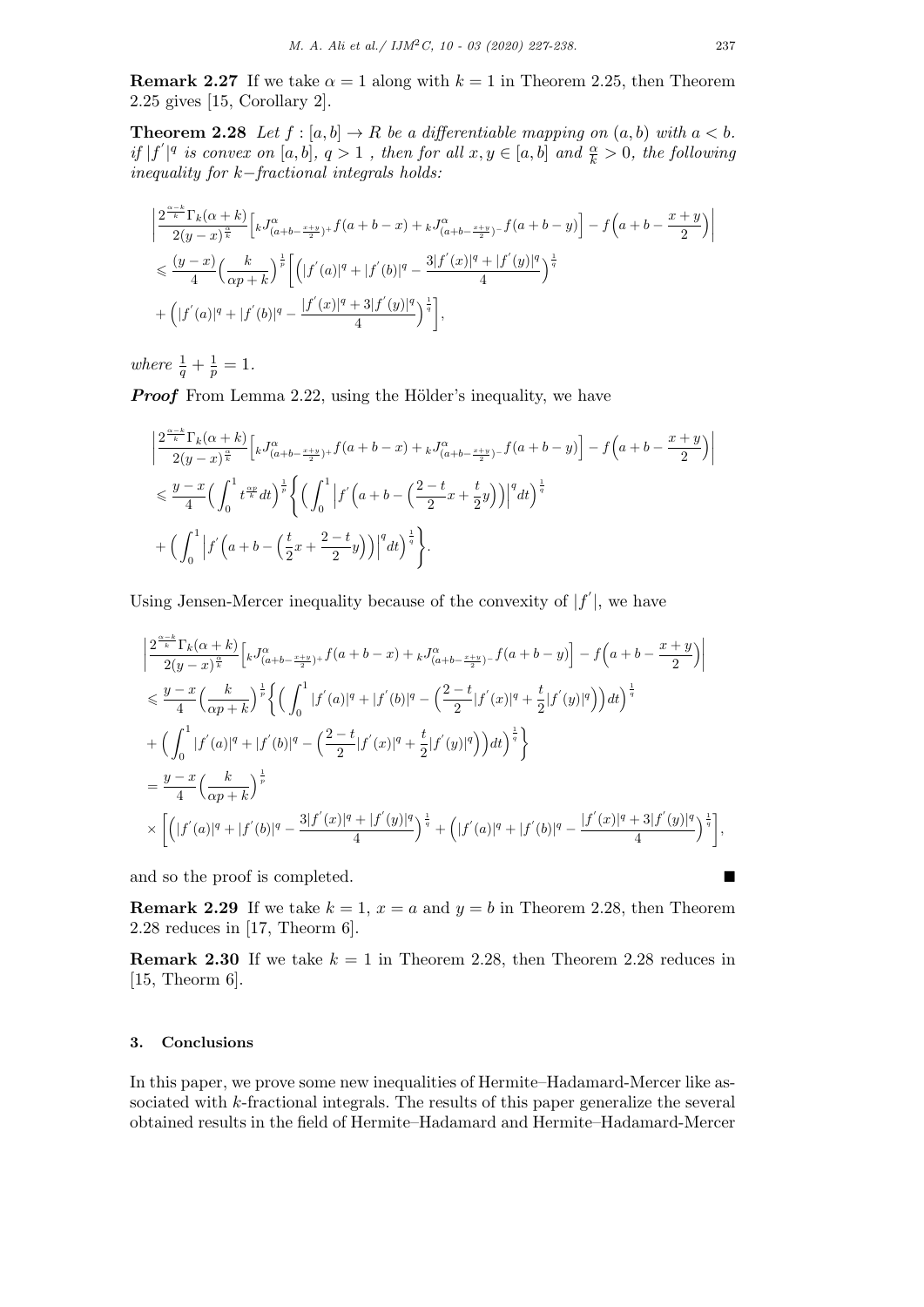**Remark 2.27** If we take $\alpha = 1$ along with $k = 1$ in Theorem 2.25, then Theorem 2.25 gives [15, Corollary 2].

**Theorem 2.28** *Let $f : [a, b] \to R$ be a differentiable mapping on $(a, b)$ with $a < b$. if $|f^{'}|^q$ is convex on $[a, b]$, $q > 1$ , then for all $x, y \in [a, b]$ and $\frac{\alpha}{k} > 0$, the following inequality for $k-$fractional integrals holds:*

$$
\begin{aligned}
&\left| \frac{2^{\frac{\alpha-k}{k}}\Gamma_k(\alpha+k)}{2(y-x)^{\frac{\alpha}{k}}}\Big[ {}_kJ^{\alpha}_{(a+b-\frac{x+y}{2})^+} f(a+b-x) + {}_kJ^{\alpha}_{(a+b-\frac{x+y}{2})^-} f(a+b-y)\Big] - f\Big(a+b-\frac{x+y}{2}\Big) \right| \\
&\leqslant \frac{(y-x)}{4}\Big(\frac{k}{\alpha p+k}\Big)^{\frac{1}{p}}\bigg[\Big(|f^{'}(a)|^q + |f^{'}(b)|^q - \frac{3|f^{'}(x)|^q + |f^{'}(y)|^q}{4}\Big)^{\frac{1}{q}} \\
&+ \Big(|f^{'}(a)|^q + |f^{'}(b)|^q - \frac{|f^{'}(x)|^q + 3|f^{'}(y)|^q}{4}\Big)^{\frac{1}{q}}\bigg],
\end{aligned}
$$

*where $\frac{1}{q} + \frac{1}{p} = 1$.*

***Proof*** From Lemma 2.22, using the Hölder's inequality, we have

$$
\begin{aligned}
&\left| \frac{2^{\frac{\alpha-k}{k}}\Gamma_k(\alpha+k)}{2(y-x)^{\frac{\alpha}{k}}}\Big[ {}_kJ^{\alpha}_{(a+b-\frac{x+y}{2})^+} f(a+b-x) + {}_kJ^{\alpha}_{(a+b-\frac{x+y}{2})^-} f(a+b-y)\Big] - f\Big(a+b-\frac{x+y}{2}\Big) \right| \\
&\leqslant \frac{y-x}{4}\Big(\int_0^1 t^{\frac{\alpha p}{k}}dt\Big)^{\frac{1}{p}}\bigg\{\Big(\int_0^1 \Big|f^{'}\Big(a+b-\Big(\frac{2-t}{2}x+\frac{t}{2}y\Big)\Big)\Big|^q dt\Big)^{\frac{1}{q}} \\
&+ \Big(\int_0^1 \Big|f^{'}\Big(a+b-\Big(\frac{t}{2}x+\frac{2-t}{2}y\Big)\Big)\Big|^q dt\Big)^{\frac{1}{q}}\bigg\}.
\end{aligned}
$$

Using Jensen-Mercer inequality because of the convexity of $|f^{'}|$, we have

$$
\begin{aligned}
&\left| \frac{2^{\frac{\alpha-k}{k}}\Gamma_k(\alpha+k)}{2(y-x)^{\frac{\alpha}{k}}}\Big[ {}_kJ^{\alpha}_{(a+b-\frac{x+y}{2})^+} f(a+b-x) + {}_kJ^{\alpha}_{(a+b-\frac{x+y}{2})^-} f(a+b-y)\Big] - f\Big(a+b-\frac{x+y}{2}\Big) \right| \\
&\leqslant \frac{y-x}{4}\Big(\frac{k}{\alpha p+k}\Big)^{\frac{1}{p}}\bigg\{\Big(\int_0^1 |f^{'}(a)|^q + |f^{'}(b)|^q - \Big(\frac{2-t}{2}|f^{'}(x)|^q + \frac{t}{2}|f^{'}(y)|^q\Big)\Big)dt\Big)^{\frac{1}{q}} \\
&+ \Big(\int_0^1 |f^{'}(a)|^q + |f^{'}(b)|^q - \Big(\frac{2-t}{2}|f^{'}(x)|^q + \frac{t}{2}|f^{'}(y)|^q\Big)\Big)dt\Big)^{\frac{1}{q}}\bigg\} \\
&= \frac{y-x}{4}\Big(\frac{k}{\alpha p+k}\Big)^{\frac{1}{p}} \\
&\times \bigg[\Big(|f^{'}(a)|^q + |f^{'}(b)|^q - \frac{3|f^{'}(x)|^q + |f^{'}(y)|^q}{4}\Big)^{\frac{1}{q}} + \Big(|f^{'}(a)|^q + |f^{'}(b)|^q - \frac{|f^{'}(x)|^q + 3|f^{'}(y)|^q}{4}\Big)^{\frac{1}{q}}\bigg],
\end{aligned}
$$

and so the proof is completed. ■

**Remark 2.29** If we take $k = 1$, $x = a$ and $y = b$ in Theorem 2.28, then Theorem 2.28 reduces in [17, Theorm 6].

**Remark 2.30** If we take $k = 1$ in Theorem 2.28, then Theorem 2.28 reduces in [15, Theorm 6].

## 3. Conclusions

In this paper, we prove some new inequalities of Hermite–Hadamard-Mercer like associated with $k$-fractional integrals. The results of this paper generalize the several obtained results in the field of Hermite–Hadamard and Hermite–Hadamard-Mercer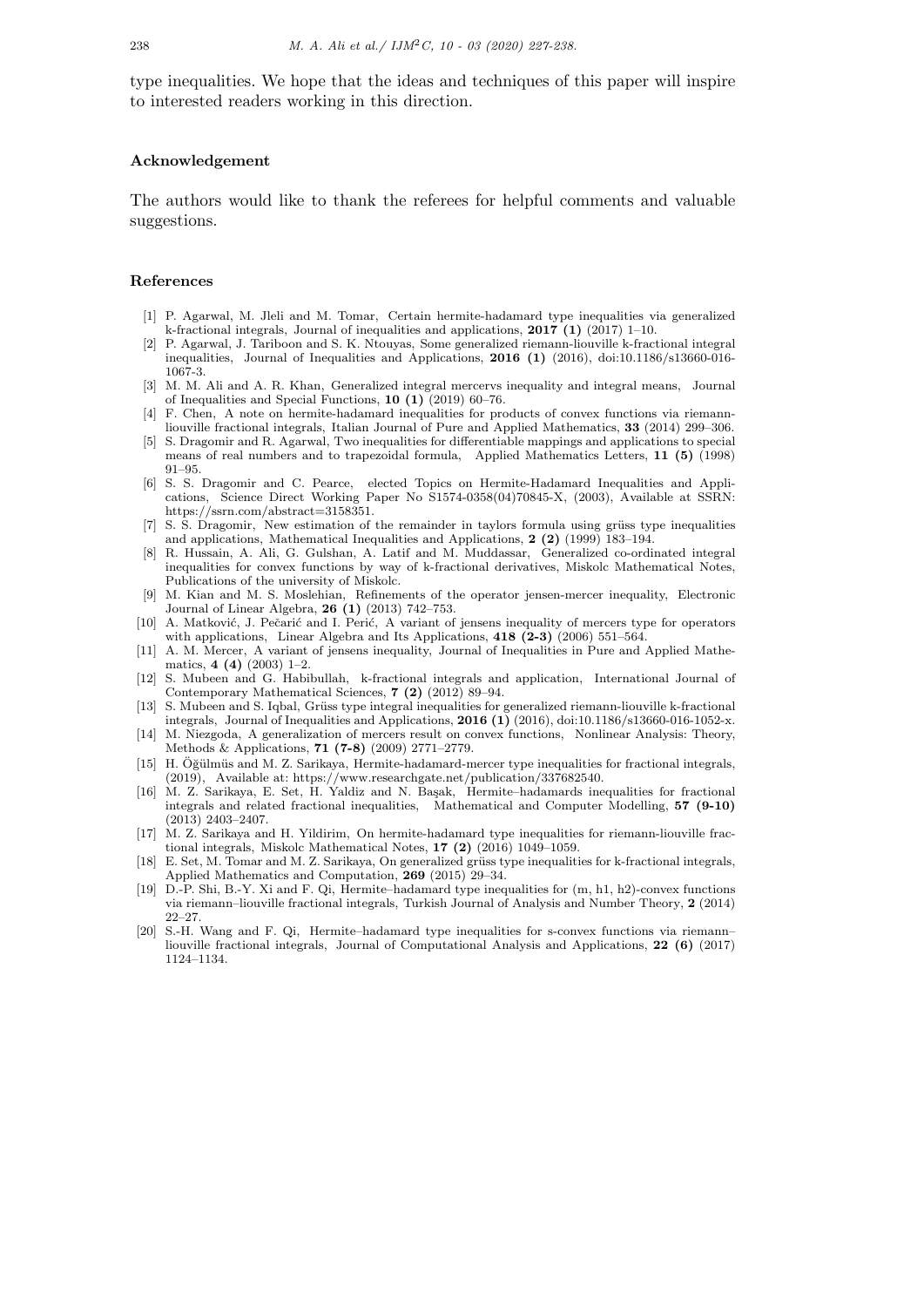type inequalities. We hope that the ideas and techniques of this paper will inspire to interested readers working in this direction.

### Acknowledgement

The authors would like to thank the referees for helpful comments and valuable suggestions.

### References

[1] P. Agarwal, M. Jleli and M. Tomar, Certain hermite-hadamard type inequalities via generalized k-fractional integrals, Journal of inequalities and applications, **2017 (1)** (2017) 1–10.

[2] P. Agarwal, J. Tariboon and S. K. Ntouyas, Some generalized riemann-liouville k-fractional integral inequalities, Journal of Inequalities and Applications, **2016 (1)** (2016), doi:10.1186/s13660-016-1067-3.

[3] M. M. Ali and A. R. Khan, Generalized integral mercervs inequality and integral means, Journal of Inequalities and Special Functions, **10 (1)** (2019) 60–76.

[4] F. Chen, A note on hermite-hadamard inequalities for products of convex functions via riemann-liouville fractional integrals, Italian Journal of Pure and Applied Mathematics, **33** (2014) 299–306.

[5] S. Dragomir and R. Agarwal, Two inequalities for differentiable mappings and applications to special means of real numbers and to trapezoidal formula, Applied Mathematics Letters, **11 (5)** (1998) 91–95.

[6] S. S. Dragomir and C. Pearce, elected Topics on Hermite-Hadamard Inequalities and Applications, Science Direct Working Paper No S1574-0358(04)70845-X, (2003), Available at SSRN: https://ssrn.com/abstract=3158351.

[7] S. S. Dragomir, New estimation of the remainder in taylors formula using grüss type inequalities and applications, Mathematical Inequalities and Applications, **2 (2)** (1999) 183–194.

[8] R. Hussain, A. Ali, G. Gulshan, A. Latif and M. Muddassar, Generalized co-ordinated integral inequalities for convex functions by way of k-fractional derivatives, Miskolc Mathematical Notes, Publications of the university of Miskolc.

[9] M. Kian and M. S. Moslehian, Refinements of the operator jensen-mercer inequality, Electronic Journal of Linear Algebra, **26 (1)** (2013) 742–753.

[10] A. Matković, J. Pečarić and I. Perić, A variant of jensens inequality of mercers type for operators with applications, Linear Algebra and Its Applications, **418 (2-3)** (2006) 551–564.

[11] A. M. Mercer, A variant of jensens inequality, Journal of Inequalities in Pure and Applied Mathematics, **4 (4)** (2003) 1–2.

[12] S. Mubeen and G. Habibullah, k-fractional integrals and application, International Journal of Contemporary Mathematical Sciences, **7 (2)** (2012) 89–94.

[13] S. Mubeen and S. Iqbal, Grüss type integral inequalities for generalized riemann-liouville k-fractional integrals, Journal of Inequalities and Applications, **2016 (1)** (2016), doi:10.1186/s13660-016-1052-x.

[14] M. Niezgoda, A generalization of mercers result on convex functions, Nonlinear Analysis: Theory, Methods & Applications, **71 (7-8)** (2009) 2771–2779.

[15] H. Öğülmüs and M. Z. Sarikaya, Hermite-hadamard-mercer type inequalities for fractional integrals, (2019), Available at: https://www.researchgate.net/publication/337682540.

[16] M. Z. Sarikaya, E. Set, H. Yaldiz and N. Başak, Hermite–hadamards inequalities for fractional integrals and related fractional inequalities, Mathematical and Computer Modelling, **57 (9-10)** (2013) 2403–2407.

[17] M. Z. Sarikaya and H. Yildirim, On hermite-hadamard type inequalities for riemann-liouville fractional integrals, Miskolc Mathematical Notes, **17 (2)** (2016) 1049–1059.

[18] E. Set, M. Tomar and M. Z. Sarikaya, On generalized grüss type inequalities for k-fractional integrals, Applied Mathematics and Computation, **269** (2015) 29–34.

[19] D.-P. Shi, B.-Y. Xi and F. Qi, Hermite–hadamard type inequalities for (m, h1, h2)-convex functions via riemann–liouville fractional integrals, Turkish Journal of Analysis and Number Theory, **2** (2014) 22–27.

[20] S.-H. Wang and F. Qi, Hermite–hadamard type inequalities for s-convex functions via riemann–liouville fractional integrals, Journal of Computational Analysis and Applications, **22 (6)** (2017) 1124–1134.